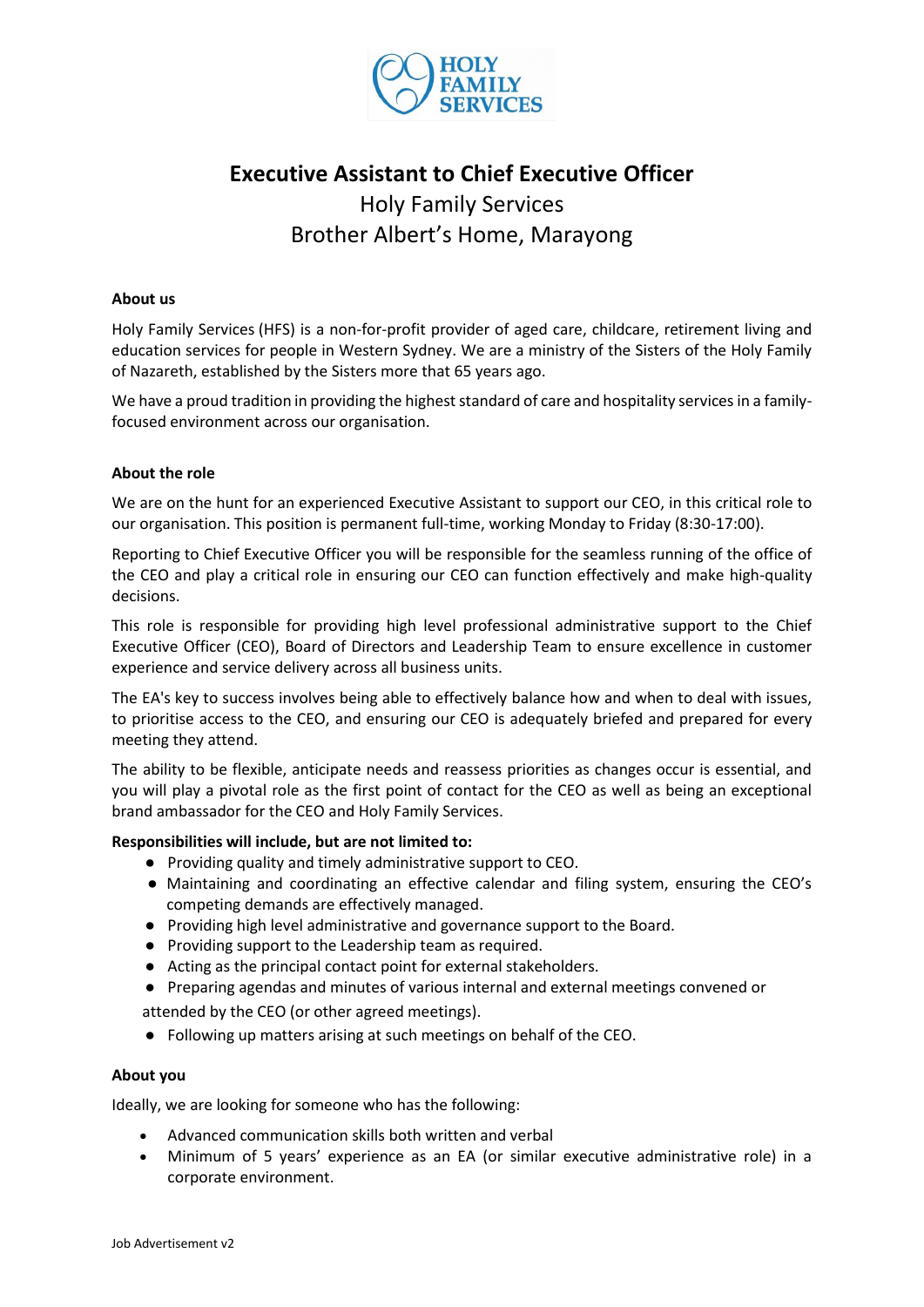HOLY FAMILY SERVICES

# Executive Assistant to Chief Executive Officer

## Holy Family Services

## Brother Albert's Home, Marayong

**About us**

Holy Family Services (HFS) is a non-for-profit provider of aged care, childcare, retirement living and education services for people in Western Sydney. We are a ministry of the Sisters of the Holy Family of Nazareth, established by the Sisters more that 65 years ago.

We have a proud tradition in providing the highest standard of care and hospitality services in a family-focused environment across our organisation.

**About the role**

We are on the hunt for an experienced Executive Assistant to support our CEO, in this critical role to our organisation. This position is permanent full-time, working Monday to Friday (8:30-17:00).

Reporting to Chief Executive Officer you will be responsible for the seamless running of the office of the CEO and play a critical role in ensuring our CEO can function effectively and make high-quality decisions.

This role is responsible for providing high level professional administrative support to the Chief Executive Officer (CEO), Board of Directors and Leadership Team to ensure excellence in customer experience and service delivery across all business units.

The EA's key to success involves being able to effectively balance how and when to deal with issues, to prioritise access to the CEO, and ensuring our CEO is adequately briefed and prepared for every meeting they attend.

The ability to be flexible, anticipate needs and reassess priorities as changes occur is essential, and you will play a pivotal role as the first point of contact for the CEO as well as being an exceptional brand ambassador for the CEO and Holy Family Services.

**Responsibilities will include, but are not limited to:**

- Providing quality and timely administrative support to CEO.
- Maintaining and coordinating an effective calendar and filing system, ensuring the CEO's competing demands are effectively managed.
- Providing high level administrative and governance support to the Board.
- Providing support to the Leadership team as required.
- Acting as the principal contact point for external stakeholders.
- Preparing agendas and minutes of various internal and external meetings convened or attended by the CEO (or other agreed meetings).
- Following up matters arising at such meetings on behalf of the CEO.

**About you**

Ideally, we are looking for someone who has the following:

- Advanced communication skills both written and verbal
- Minimum of 5 years' experience as an EA (or similar executive administrative role) in a corporate environment.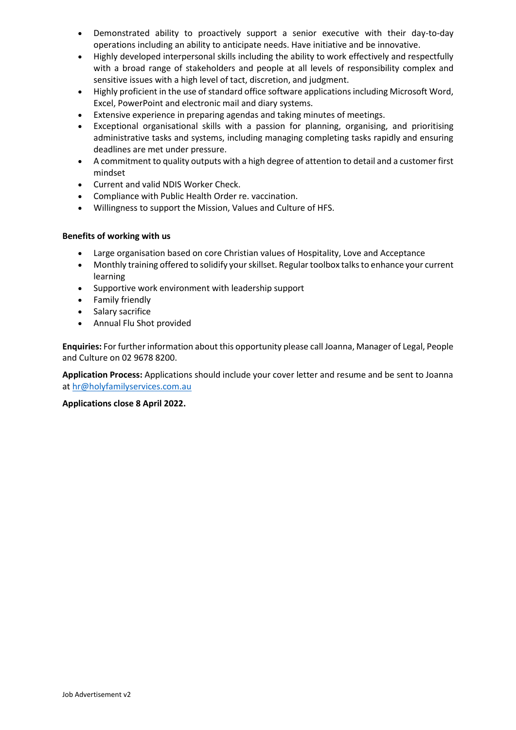- Demonstrated ability to proactively support a senior executive with their day-to-day operations including an ability to anticipate needs. Have initiative and be innovative.
- Highly developed interpersonal skills including the ability to work effectively and respectfully with a broad range of stakeholders and people at all levels of responsibility complex and sensitive issues with a high level of tact, discretion, and judgment.
- Highly proficient in the use of standard office software applications including Microsoft Word, Excel, PowerPoint and electronic mail and diary systems.
- Extensive experience in preparing agendas and taking minutes of meetings.
- Exceptional organisational skills with a passion for planning, organising, and prioritising administrative tasks and systems, including managing completing tasks rapidly and ensuring deadlines are met under pressure.
- A commitment to quality outputs with a high degree of attention to detail and a customer first mindset
- Current and valid NDIS Worker Check.
- Compliance with Public Health Order re. vaccination.
- Willingness to support the Mission, Values and Culture of HFS.

**Benefits of working with us**

- Large organisation based on core Christian values of Hospitality, Love and Acceptance
- Monthly training offered to solidify your skillset. Regular toolbox talks to enhance your current learning
- Supportive work environment with leadership support
- Family friendly
- Salary sacrifice
- Annual Flu Shot provided

**Enquiries:** For further information about this opportunity please call Joanna, Manager of Legal, People and Culture on 02 9678 8200.

**Application Process:** Applications should include your cover letter and resume and be sent to Joanna at hr@holyfamilyservices.com.au

**Applications close 8 April 2022.**